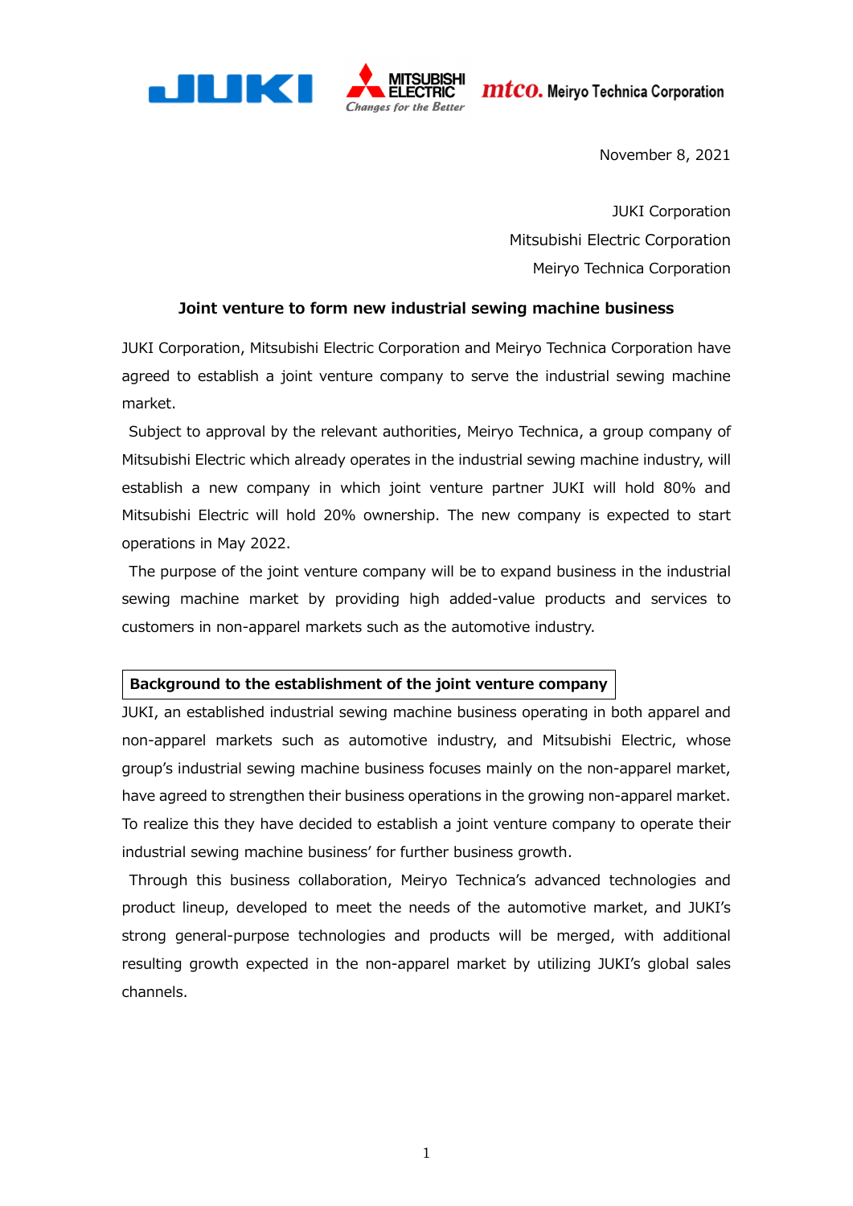November 8, 2021

JUKI Corporation
Mitsubishi Electric Corporation
Meiryo Technica Corporation

# Joint venture to form new industrial sewing machine business

JUKI Corporation, Mitsubishi Electric Corporation and Meiryo Technica Corporation have agreed to establish a joint venture company to serve the industrial sewing machine market.

Subject to approval by the relevant authorities, Meiryo Technica, a group company of Mitsubishi Electric which already operates in the industrial sewing machine industry, will establish a new company in which joint venture partner JUKI will hold 80% and Mitsubishi Electric will hold 20% ownership. The new company is expected to start operations in May 2022.

The purpose of the joint venture company will be to expand business in the industrial sewing machine market by providing high added-value products and services to customers in non-apparel markets such as the automotive industry.

## Background to the establishment of the joint venture company

JUKI, an established industrial sewing machine business operating in both apparel and non-apparel markets such as automotive industry, and Mitsubishi Electric, whose group's industrial sewing machine business focuses mainly on the non-apparel market, have agreed to strengthen their business operations in the growing non-apparel market. To realize this they have decided to establish a joint venture company to operate their industrial sewing machine business' for further business growth.

Through this business collaboration, Meiryo Technica's advanced technologies and product lineup, developed to meet the needs of the automotive market, and JUKI's strong general-purpose technologies and products will be merged, with additional resulting growth expected in the non-apparel market by utilizing JUKI's global sales channels.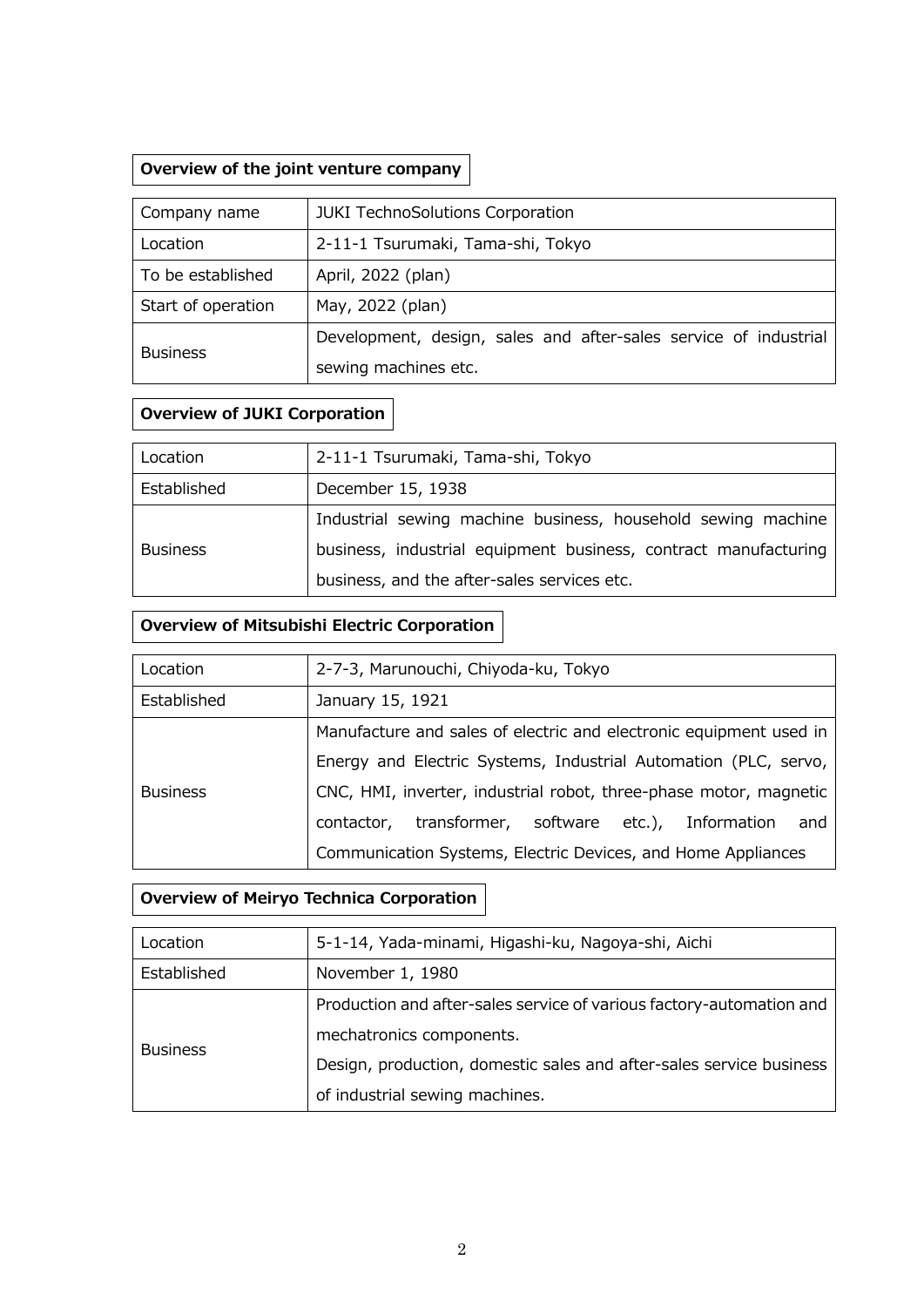**Overview of the joint venture company**

| Company name | JUKI TechnoSolutions Corporation |
|---|---|
| Location | 2-11-1 Tsurumaki, Tama-shi, Tokyo |
| To be established | April, 2022 (plan) |
| Start of operation | May, 2022 (plan) |
| Business | Development, design, sales and after-sales service of industrial sewing machines etc. |

**Overview of JUKI Corporation**

| Location | 2-11-1 Tsurumaki, Tama-shi, Tokyo |
|---|---|
| Established | December 15, 1938 |
| Business | Industrial sewing machine business, household sewing machine business, industrial equipment business, contract manufacturing business, and the after-sales services etc. |

**Overview of Mitsubishi Electric Corporation**

| Location | 2-7-3, Marunouchi, Chiyoda-ku, Tokyo |
|---|---|
| Established | January 15, 1921 |
| Business | Manufacture and sales of electric and electronic equipment used in Energy and Electric Systems, Industrial Automation (PLC, servo, CNC, HMI, inverter, industrial robot, three-phase motor, magnetic contactor, transformer, software etc.), Information and Communication Systems, Electric Devices, and Home Appliances |

**Overview of Meiryo Technica Corporation**

| Location | 5-1-14, Yada-minami, Higashi-ku, Nagoya-shi, Aichi |
|---|---|
| Established | November 1, 1980 |
| Business | Production and after-sales service of various factory-automation and mechatronics components.<br>Design, production, domestic sales and after-sales service business of industrial sewing machines. |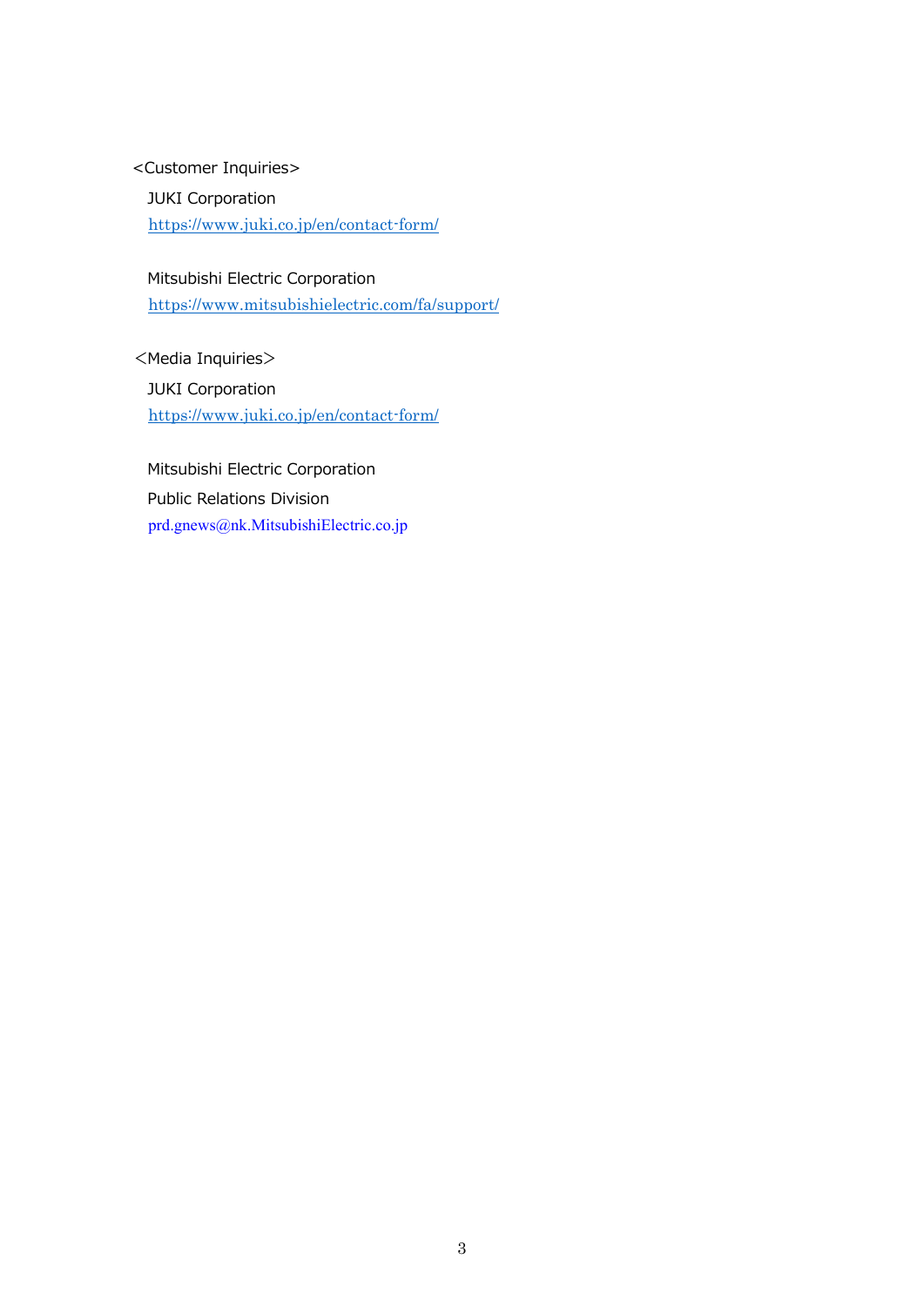<Customer Inquiries>

JUKI Corporation
https://www.juki.co.jp/en/contact-form/

Mitsubishi Electric Corporation
https://www.mitsubishielectric.com/fa/support/

＜Media Inquiries＞

JUKI Corporation
https://www.juki.co.jp/en/contact-form/

Mitsubishi Electric Corporation
Public Relations Division
prd.gnews@nk.MitsubishiElectric.co.jp